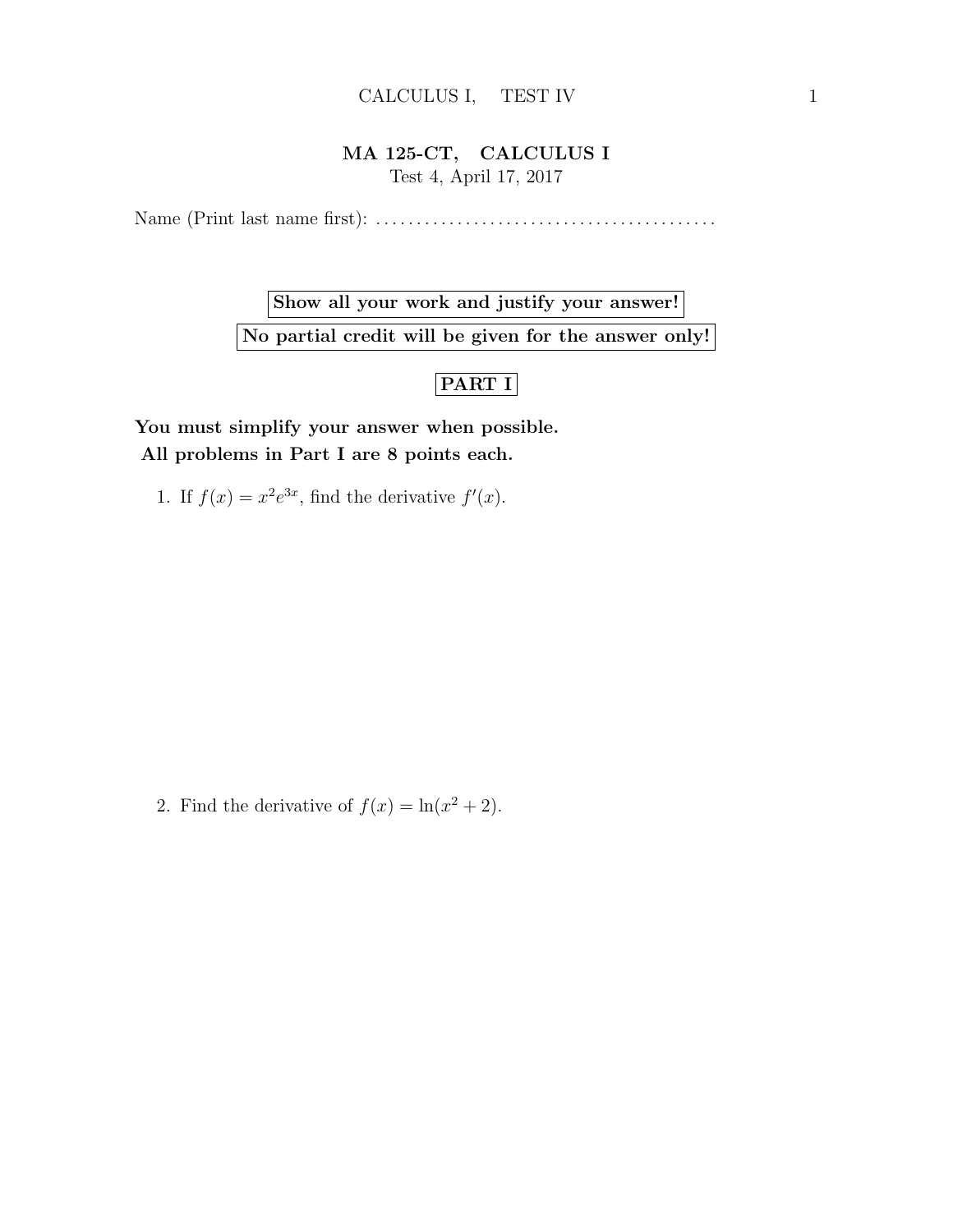# MA 125-CT, CALCULUS I

Test 4, April 17, 2017

Name (Print last name first): .........................................

**Show all your work and justify your answer!**

**No partial credit will be given for the answer only!**

## PART I

**You must simplify your answer when possible.**
**All problems in Part I are 8 points each.**

1. If $f(x) = x^2 e^{3x}$, find the derivative $f'(x)$.

2. Find the derivative of $f(x) = \ln(x^2 + 2)$.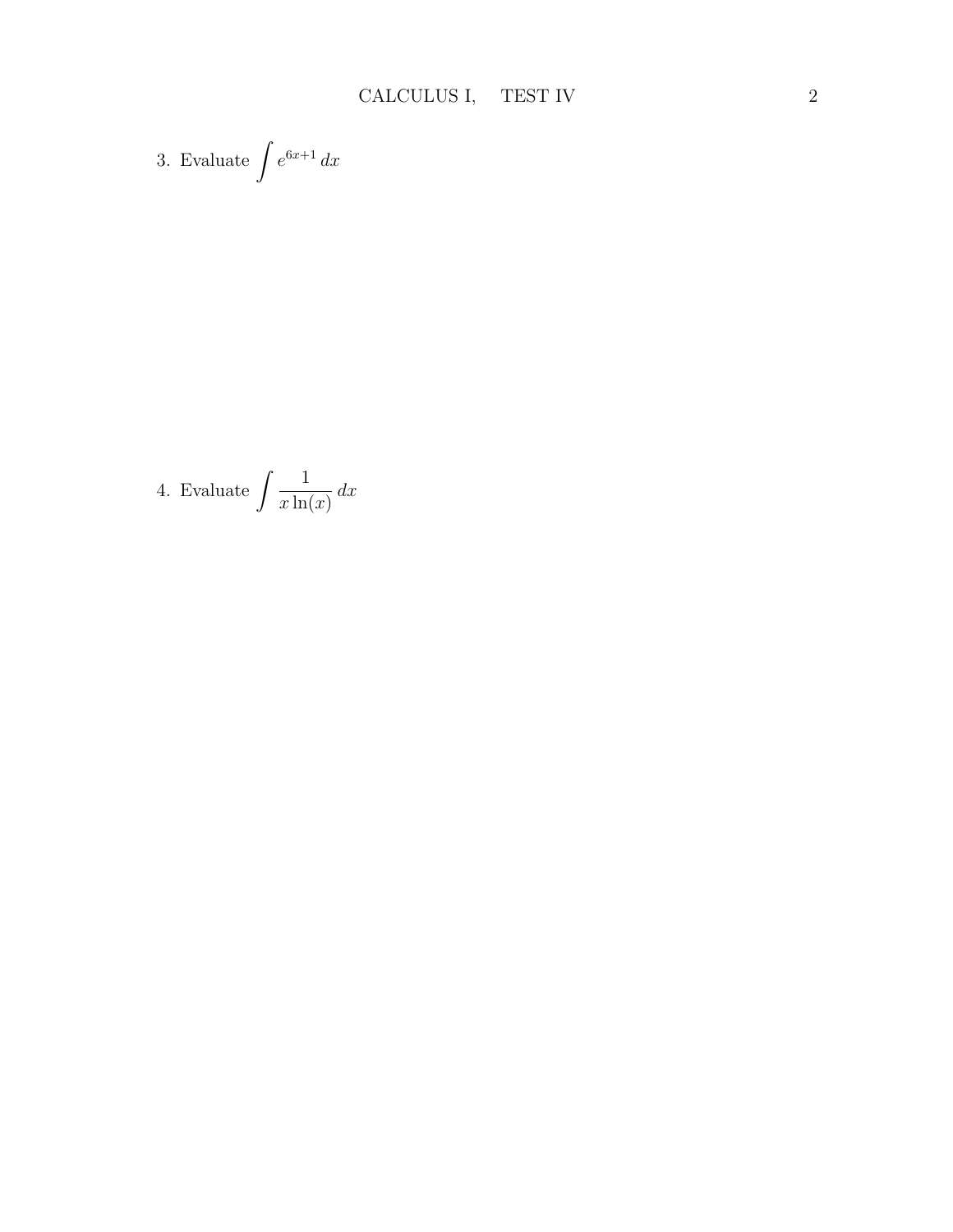3. Evaluate $\int e^{6x+1}\,dx$

4. Evaluate $\int \frac{1}{x\ln(x)}\,dx$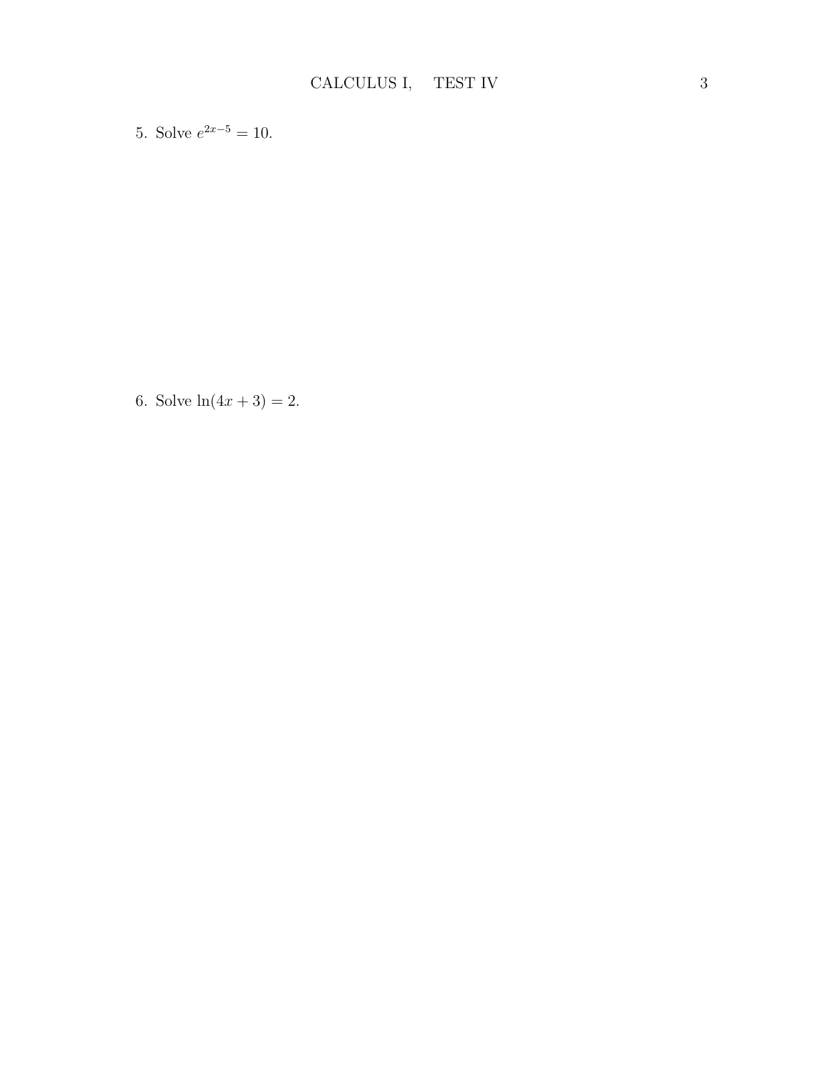5. Solve $e^{2x-5} = 10$.

6. Solve $\ln(4x + 3) = 2$.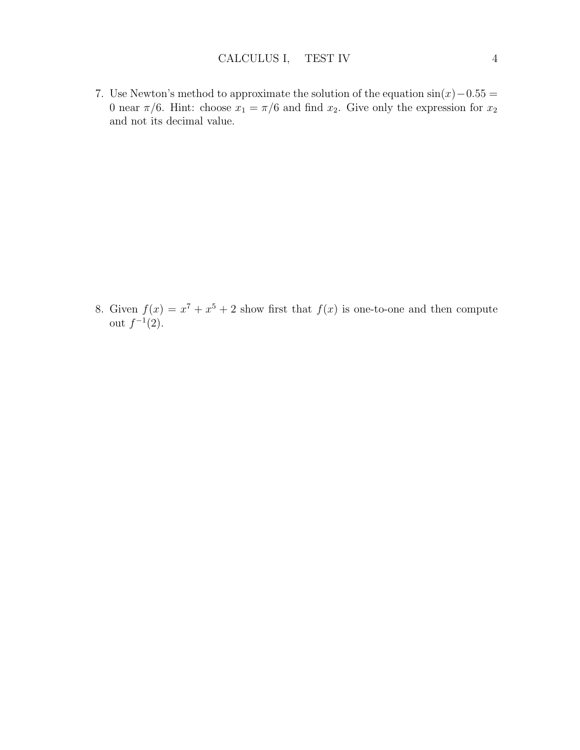7. Use Newton's method to approximate the solution of the equation $\sin(x) - 0.55 = 0$ near $\pi/6$. Hint: choose $x_1 = \pi/6$ and find $x_2$. Give only the expression for $x_2$ and not its decimal value.

8. Given $f(x) = x^7 + x^5 + 2$ show first that $f(x)$ is one-to-one and then compute out $f^{-1}(2)$.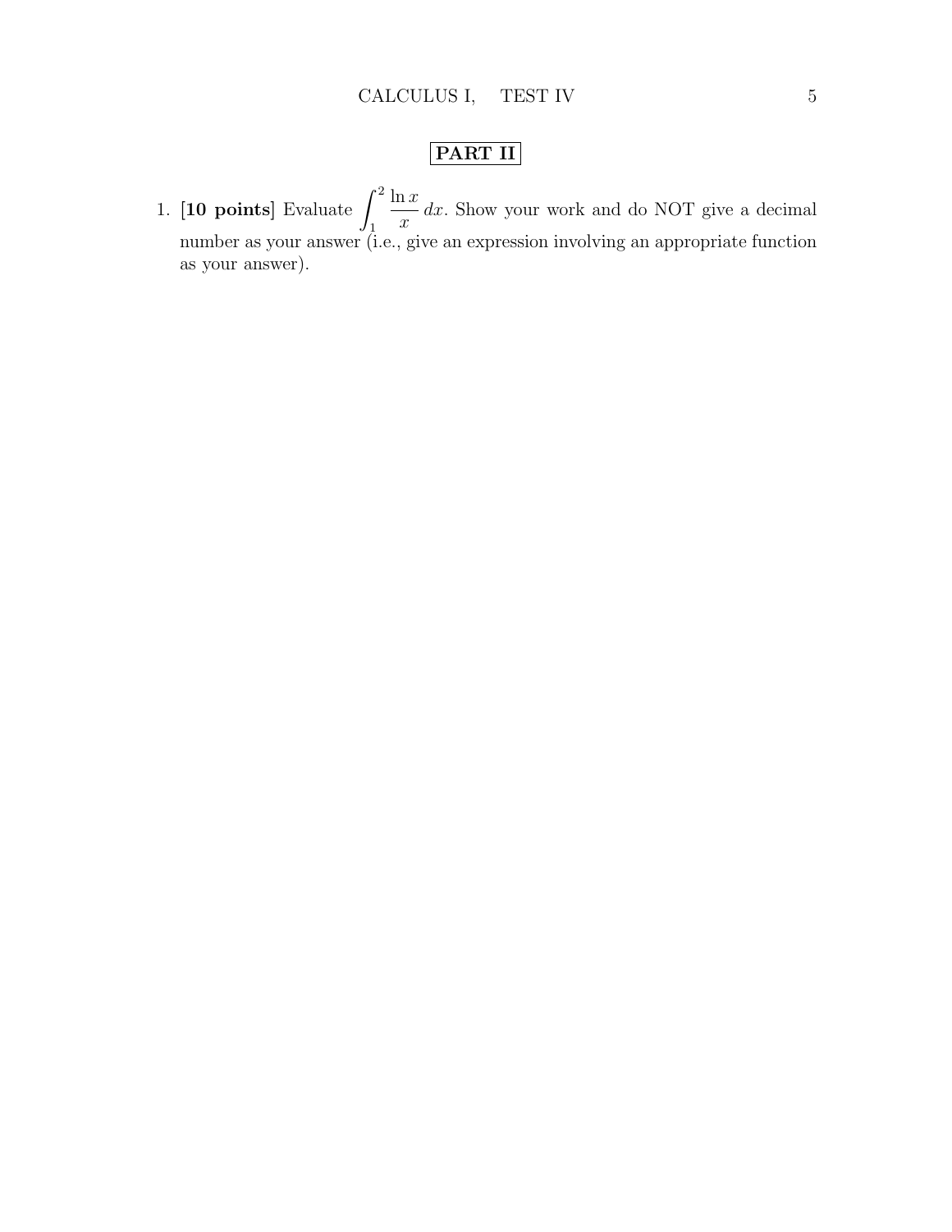## PART II

1. **[10 points]** Evaluate $\displaystyle\int_1^2 \frac{\ln x}{x}\,dx$. Show your work and do NOT give a decimal number as your answer (i.e., give an expression involving an appropriate function as your answer).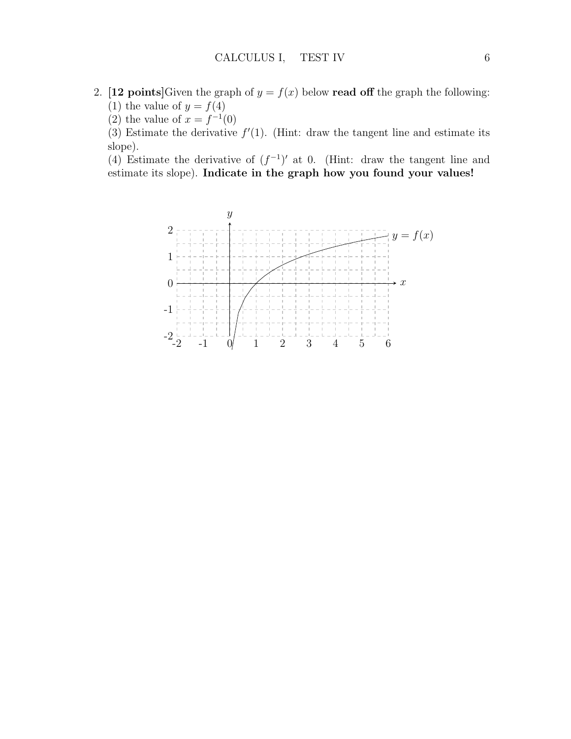2. **[12 points]** Given the graph of $y = f(x)$ below **read off** the graph the following:
   (1) the value of $y = f(4)$
   (2) the value of $x = f^{-1}(0)$
   (3) Estimate the derivative $f'(1)$. (Hint: draw the tangent line and estimate its slope).
   (4) Estimate the derivative of $(f^{-1})'$ at 0. (Hint: draw the tangent line and estimate its slope). **Indicate in the graph how you found your values!**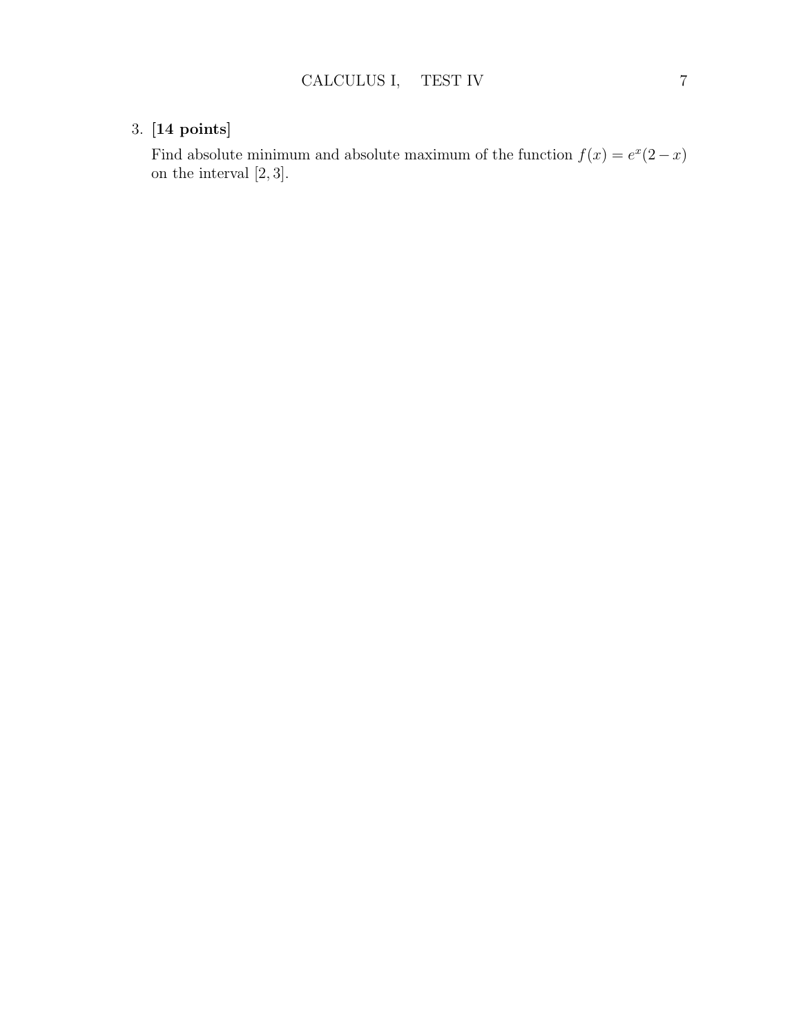3. **[14 points]**

   Find absolute minimum and absolute maximum of the function $f(x) = e^x(2 - x)$ on the interval $[2, 3]$.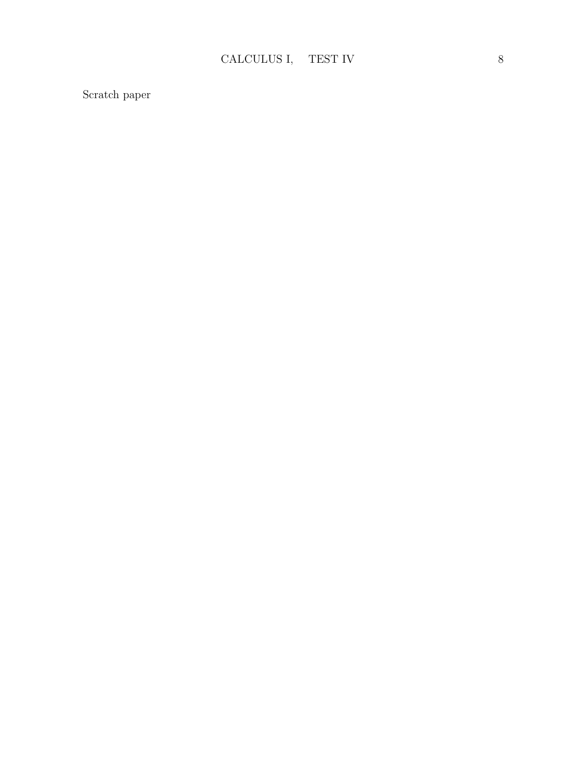Scratch paper